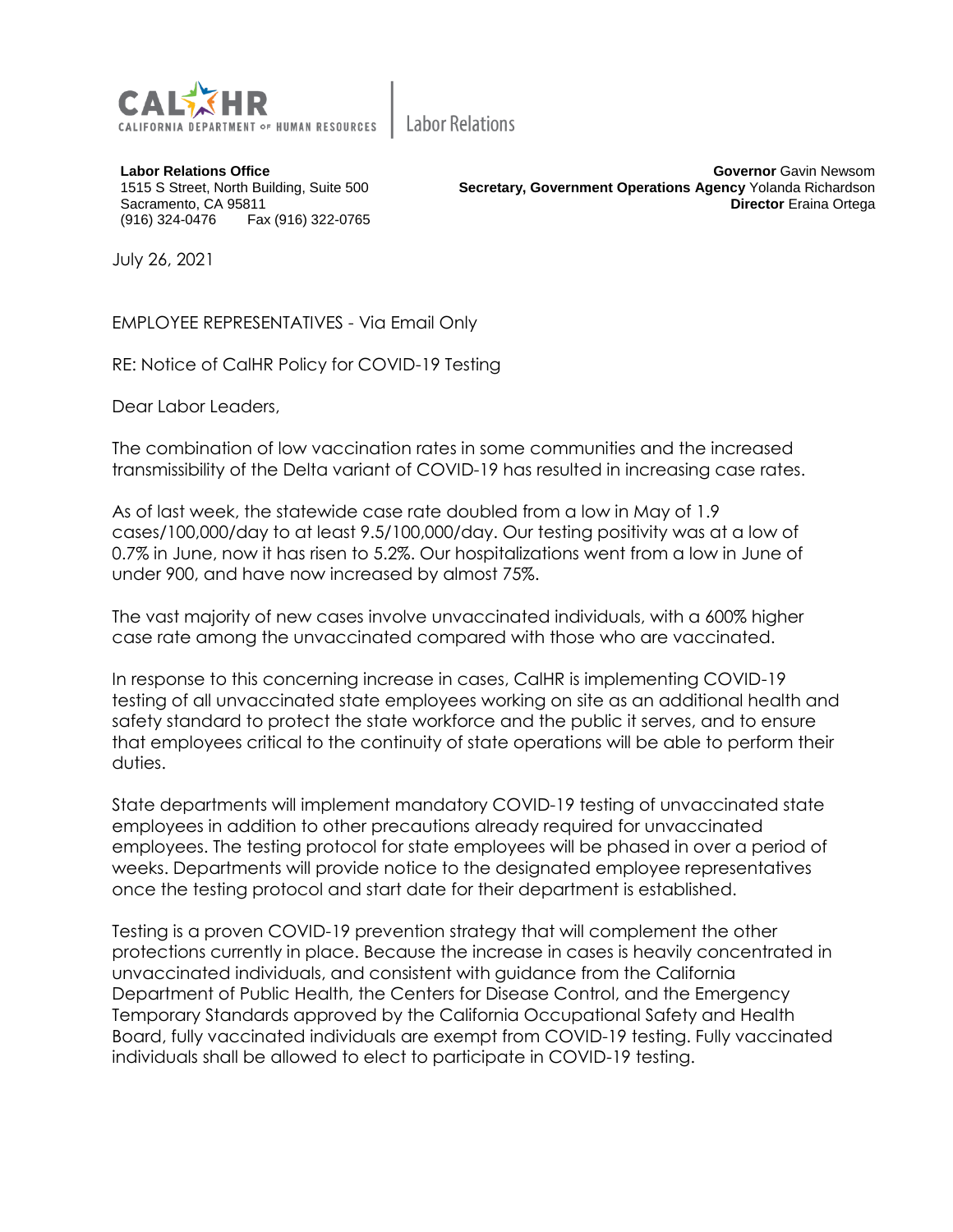**CALHR** CALIFORNIA DEPARTMENT OF HUMAN RESOURCES | Labor Relations

**Labor Relations Office**
1515 S Street, North Building, Suite 500
Sacramento, CA 95811
(916) 324-0476     Fax (916) 322-0765

**Governor** Gavin Newsom
**Secretary, Government Operations Agency** Yolanda Richardson
**Director** Eraina Ortega

July 26, 2021

EMPLOYEE REPRESENTATIVES - Via Email Only

RE: Notice of CalHR Policy for COVID-19 Testing

Dear Labor Leaders,

The combination of low vaccination rates in some communities and the increased transmissibility of the Delta variant of COVID-19 has resulted in increasing case rates.

As of last week, the statewide case rate doubled from a low in May of 1.9 cases/100,000/day to at least 9.5/100,000/day. Our testing positivity was at a low of 0.7% in June, now it has risen to 5.2%. Our hospitalizations went from a low in June of under 900, and have now increased by almost 75%.

The vast majority of new cases involve unvaccinated individuals, with a 600% higher case rate among the unvaccinated compared with those who are vaccinated.

In response to this concerning increase in cases, CalHR is implementing COVID-19 testing of all unvaccinated state employees working on site as an additional health and safety standard to protect the state workforce and the public it serves, and to ensure that employees critical to the continuity of state operations will be able to perform their duties.

State departments will implement mandatory COVID-19 testing of unvaccinated state employees in addition to other precautions already required for unvaccinated employees. The testing protocol for state employees will be phased in over a period of weeks. Departments will provide notice to the designated employee representatives once the testing protocol and start date for their department is established.

Testing is a proven COVID-19 prevention strategy that will complement the other protections currently in place. Because the increase in cases is heavily concentrated in unvaccinated individuals, and consistent with guidance from the California Department of Public Health, the Centers for Disease Control, and the Emergency Temporary Standards approved by the California Occupational Safety and Health Board, fully vaccinated individuals are exempt from COVID-19 testing. Fully vaccinated individuals shall be allowed to elect to participate in COVID-19 testing.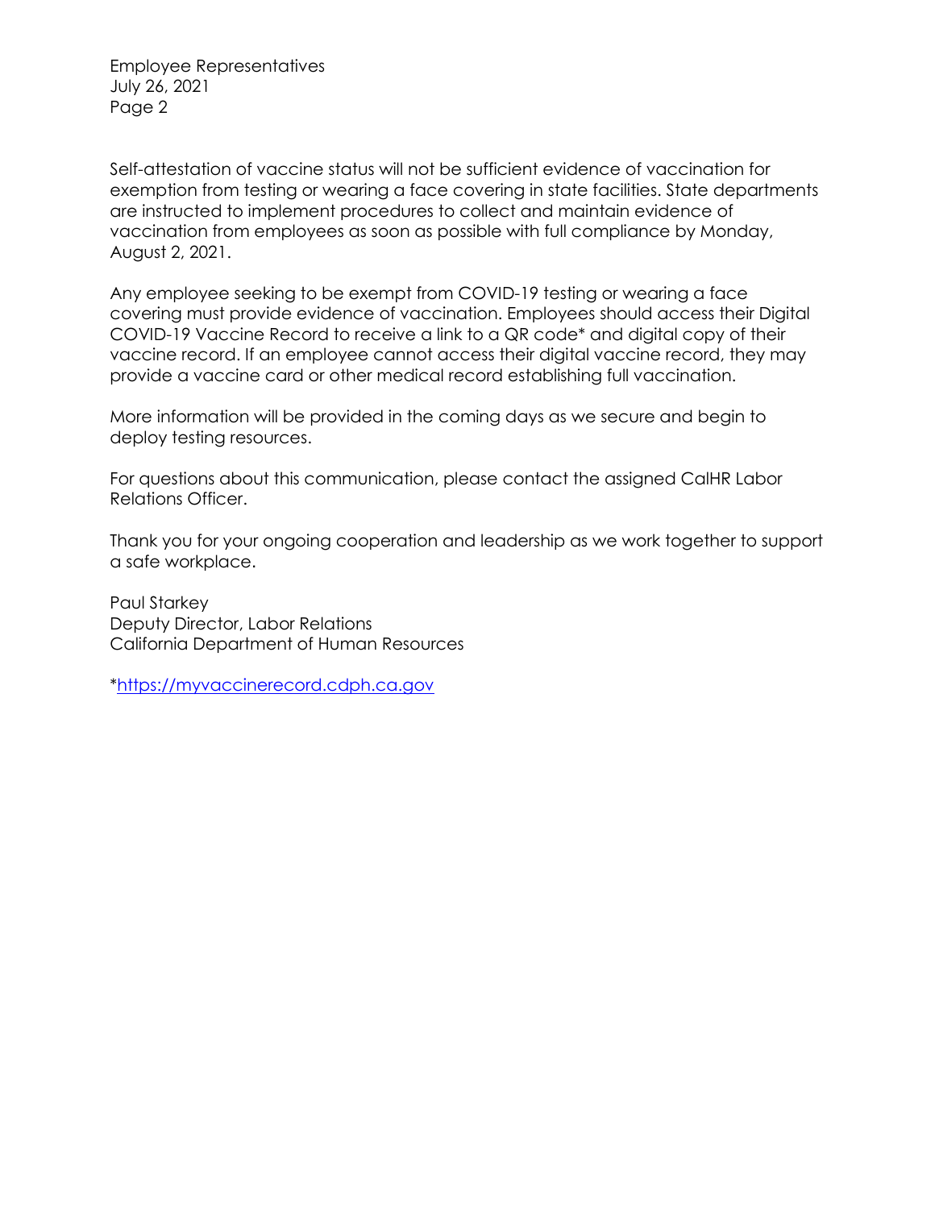Self-attestation of vaccine status will not be sufficient evidence of vaccination for exemption from testing or wearing a face covering in state facilities. State departments are instructed to implement procedures to collect and maintain evidence of vaccination from employees as soon as possible with full compliance by Monday, August 2, 2021.

Any employee seeking to be exempt from COVID-19 testing or wearing a face covering must provide evidence of vaccination. Employees should access their Digital COVID-19 Vaccine Record to receive a link to a QR code* and digital copy of their vaccine record. If an employee cannot access their digital vaccine record, they may provide a vaccine card or other medical record establishing full vaccination.

More information will be provided in the coming days as we secure and begin to deploy testing resources.

For questions about this communication, please contact the assigned CalHR Labor Relations Officer.

Thank you for your ongoing cooperation and leadership as we work together to support a safe workplace.

Paul Starkey
Deputy Director, Labor Relations
California Department of Human Resources

*[https://myvaccinerecord.cdph.ca.gov](https://myvaccinerecord.cdph.ca.gov)